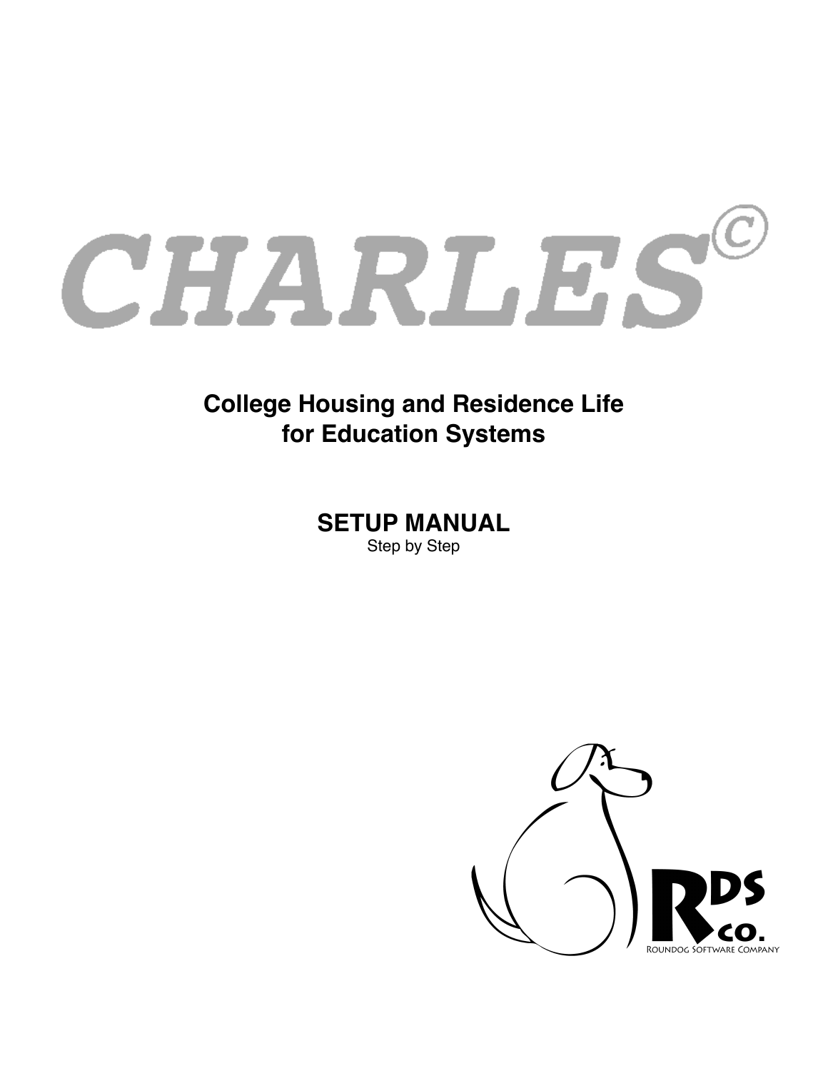# CHARLES©

**College Housing and Residence Life for Education Systems**

**SETUP MANUAL**

Step by Step

RDS co.

Roundog Software Company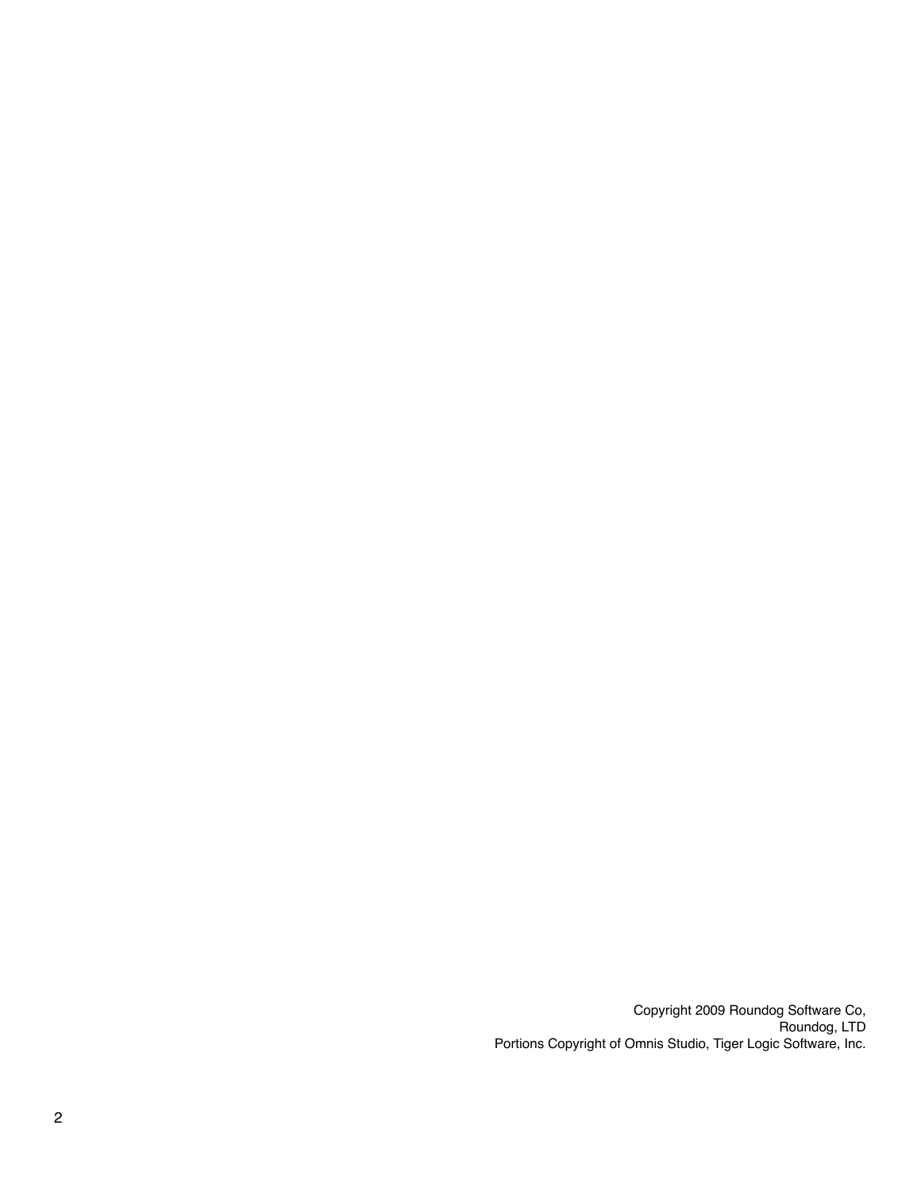Copyright 2009 Roundog Software Co,
Roundog, LTD
Portions Copyright of Omnis Studio, Tiger Logic Software, Inc.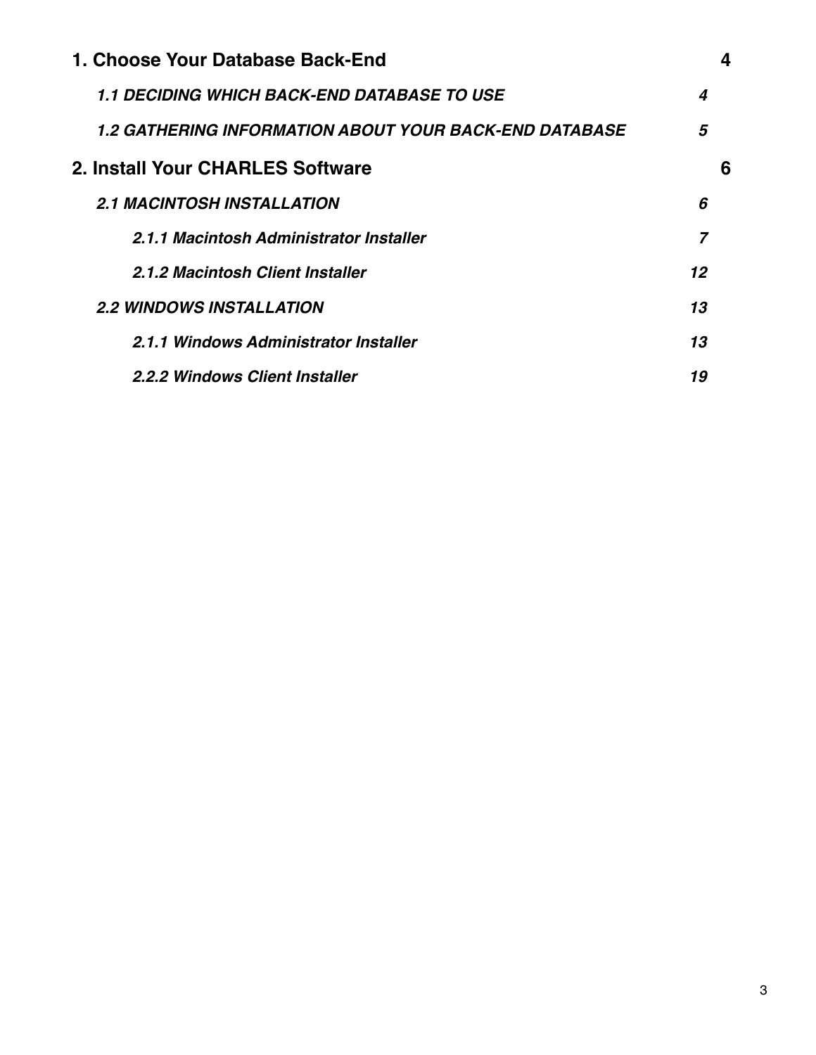**1. Choose Your Database Back-End** 4

*1.1 DECIDING WHICH BACK-END DATABASE TO USE* 4

*1.2 GATHERING INFORMATION ABOUT YOUR BACK-END DATABASE* 5

**2. Install Your CHARLES Software** 6

*2.1 MACINTOSH INSTALLATION* 6

*2.1.1 Macintosh Administrator Installer* 7

*2.1.2 Macintosh Client Installer* 12

*2.2 WINDOWS INSTALLATION* 13

*2.1.1 Windows Administrator Installer* 13

*2.2.2 Windows Client Installer* 19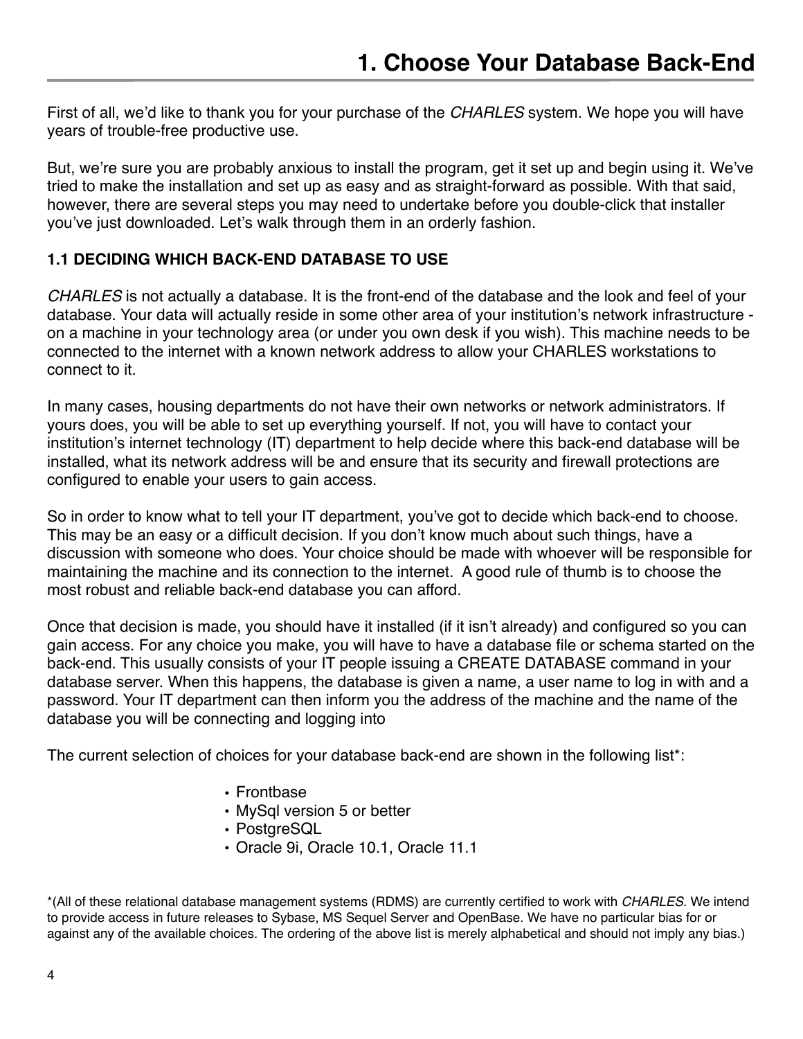# 1. Choose Your Database Back-End

First of all, we'd like to thank you for your purchase of the *CHARLES* system. We hope you will have years of trouble-free productive use.

But, we're sure you are probably anxious to install the program, get it set up and begin using it. We've tried to make the installation and set up as easy and as straight-forward as possible. With that said, however, there are several steps you may need to undertake before you double-click that installer you've just downloaded. Let's walk through them in an orderly fashion.

### 1.1 DECIDING WHICH BACK-END DATABASE TO USE

*CHARLES* is not actually a database. It is the front-end of the database and the look and feel of your database. Your data will actually reside in some other area of your institution's network infrastructure - on a machine in your technology area (or under you own desk if you wish). This machine needs to be connected to the internet with a known network address to allow your CHARLES workstations to connect to it.

In many cases, housing departments do not have their own networks or network administrators. If yours does, you will be able to set up everything yourself. If not, you will have to contact your institution's internet technology (IT) department to help decide where this back-end database will be installed, what its network address will be and ensure that its security and firewall protections are configured to enable your users to gain access.

So in order to know what to tell your IT department, you've got to decide which back-end to choose. This may be an easy or a difficult decision. If you don't know much about such things, have a discussion with someone who does. Your choice should be made with whoever will be responsible for maintaining the machine and its connection to the internet. A good rule of thumb is to choose the most robust and reliable back-end database you can afford.

Once that decision is made, you should have it installed (if it isn't already) and configured so you can gain access. For any choice you make, you will have to have a database file or schema started on the back-end. This usually consists of your IT people issuing a CREATE DATABASE command in your database server. When this happens, the database is given a name, a user name to log in with and a password. Your IT department can then inform you the address of the machine and the name of the database you will be connecting and logging into

The current selection of choices for your database back-end are shown in the following list*:

- Frontbase
- MySql version 5 or better
- PostgreSQL
- Oracle 9i, Oracle 10.1, Oracle 11.1

*(All of these relational database management systems (RDMS) are currently certified to work with *CHARLES*. We intend to provide access in future releases to Sybase, MS Sequel Server and OpenBase. We have no particular bias for or against any of the available choices. The ordering of the above list is merely alphabetical and should not imply any bias.)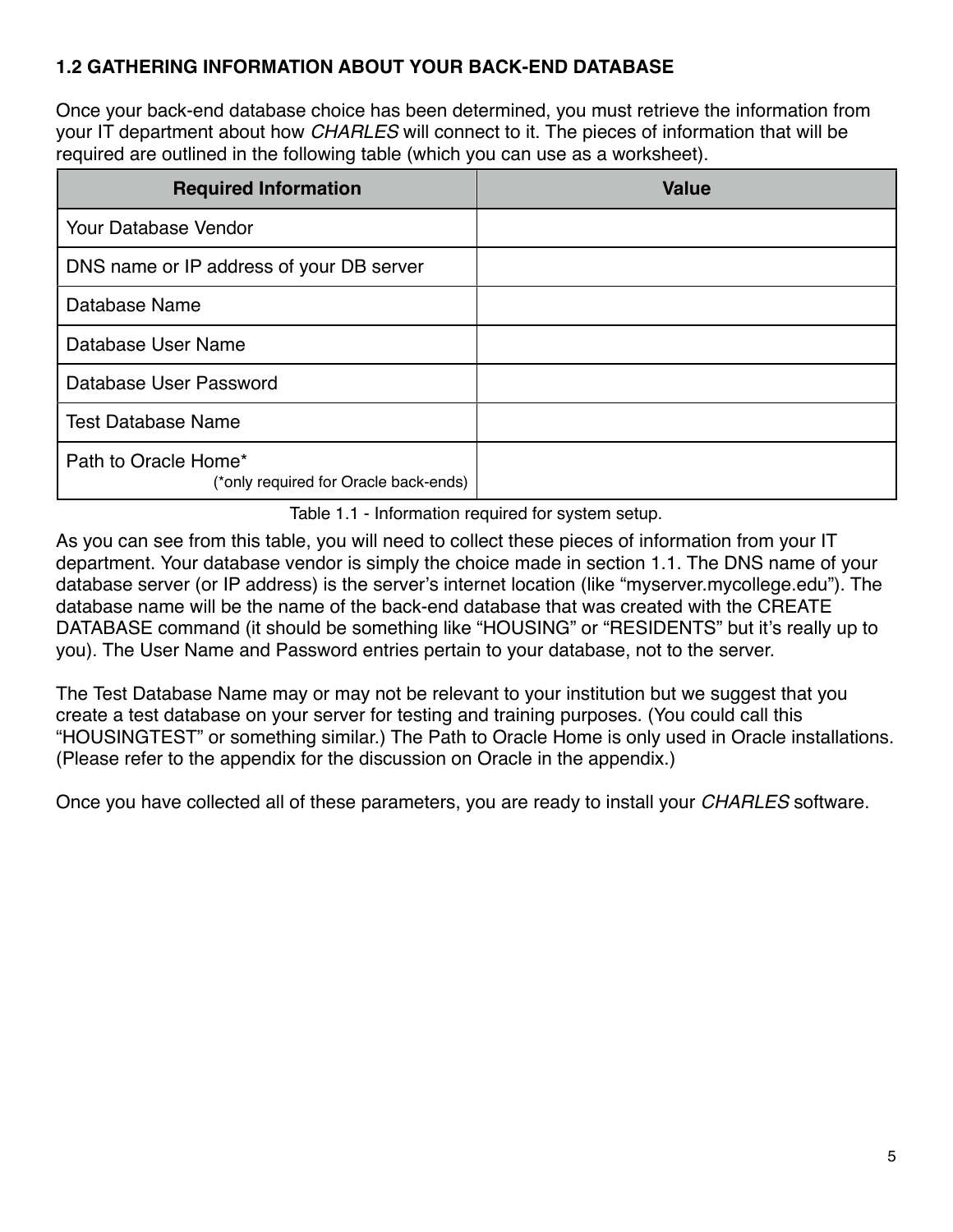## 1.2 GATHERING INFORMATION ABOUT YOUR BACK-END DATABASE

Once your back-end database choice has been determined, you must retrieve the information from your IT department about how *CHARLES* will connect to it. The pieces of information that will be required are outlined in the following table (which you can use as a worksheet).

| Required Information | Value |
|---|---|
| Your Database Vendor | |
| DNS name or IP address of your DB server | |
| Database Name | |
| Database User Name | |
| Database User Password | |
| Test Database Name | |
| Path to Oracle Home* (*only required for Oracle back-ends) | |

Table 1.1 - Information required for system setup.

As you can see from this table, you will need to collect these pieces of information from your IT department. Your database vendor is simply the choice made in section 1.1. The DNS name of your database server (or IP address) is the server's internet location (like "myserver.mycollege.edu"). The database name will be the name of the back-end database that was created with the CREATE DATABASE command (it should be something like "HOUSING" or "RESIDENTS" but it's really up to you). The User Name and Password entries pertain to your database, not to the server.

The Test Database Name may or may not be relevant to your institution but we suggest that you create a test database on your server for testing and training purposes. (You could call this "HOUSINGTEST" or something similar.) The Path to Oracle Home is only used in Oracle installations. (Please refer to the appendix for the discussion on Oracle in the appendix.)

Once you have collected all of these parameters, you are ready to install your *CHARLES* software.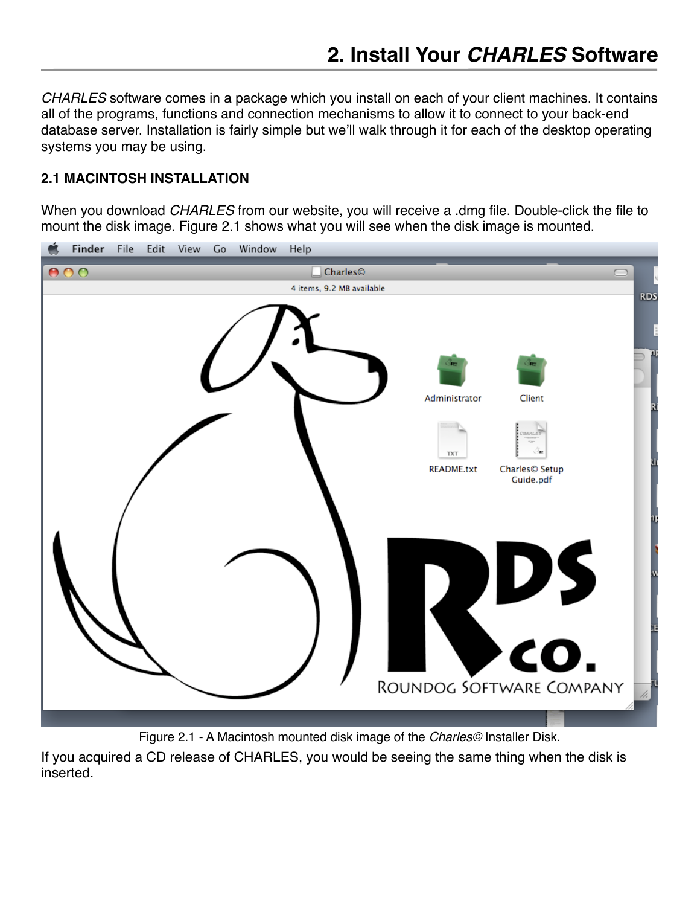# 2. Install Your *CHARLES* Software

*CHARLES* software comes in a package which you install on each of your client machines. It contains all of the programs, functions and connection mechanisms to allow it to connect to your back-end database server. Installation is fairly simple but we'll walk through it for each of the desktop operating systems you may be using.

## 2.1 MACINTOSH INSTALLATION

When you download *CHARLES* from our website, you will receive a .dmg file. Double-click the file to mount the disk image. Figure 2.1 shows what you will see when the disk image is mounted.

Figure 2.1 - A Macintosh mounted disk image of the *Charles©* Installer Disk.

If you acquired a CD release of CHARLES, you would be seeing the same thing when the disk is inserted.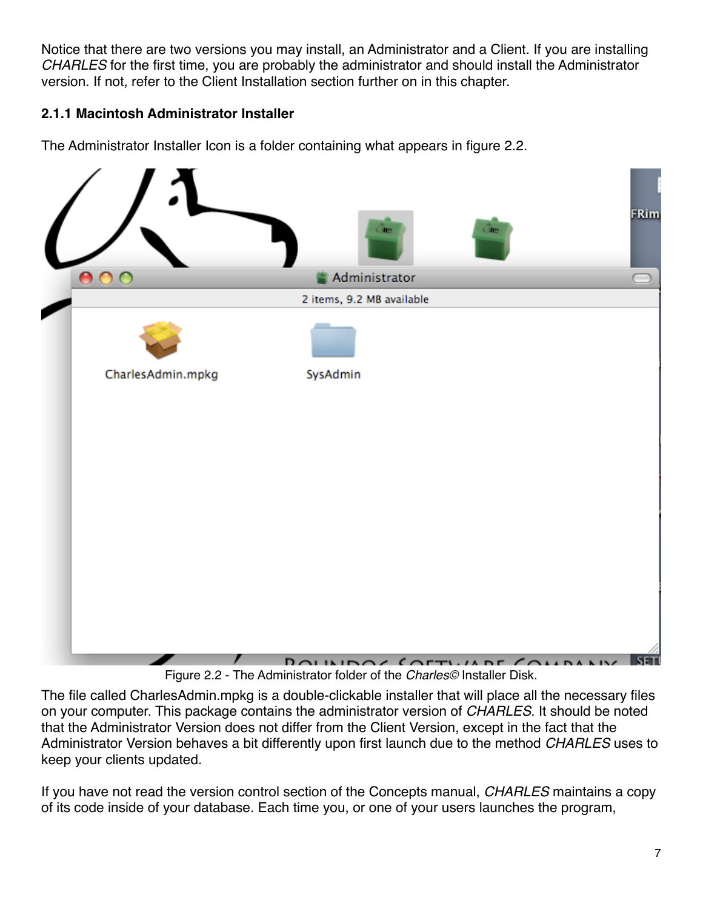Notice that there are two versions you may install, an Administrator and a Client. If you are installing *CHARLES* for the first time, you are probably the administrator and should install the Administrator version. If not, refer to the Client Installation section further on in this chapter.

### 2.1.1 Macintosh Administrator Installer

The Administrator Installer Icon is a folder containing what appears in figure 2.2.

Figure 2.2 - The Administrator folder of the *Charles©* Installer Disk.

The file called CharlesAdmin.mpkg is a double-clickable installer that will place all the necessary files on your computer. This package contains the administrator version of *CHARLES*. It should be noted that the Administrator Version does not differ from the Client Version, except in the fact that the Administrator Version behaves a bit differently upon first launch due to the method *CHARLES* uses to keep your clients updated.

If you have not read the version control section of the Concepts manual, *CHARLES* maintains a copy of its code inside of your database. Each time you, or one of your users launches the program,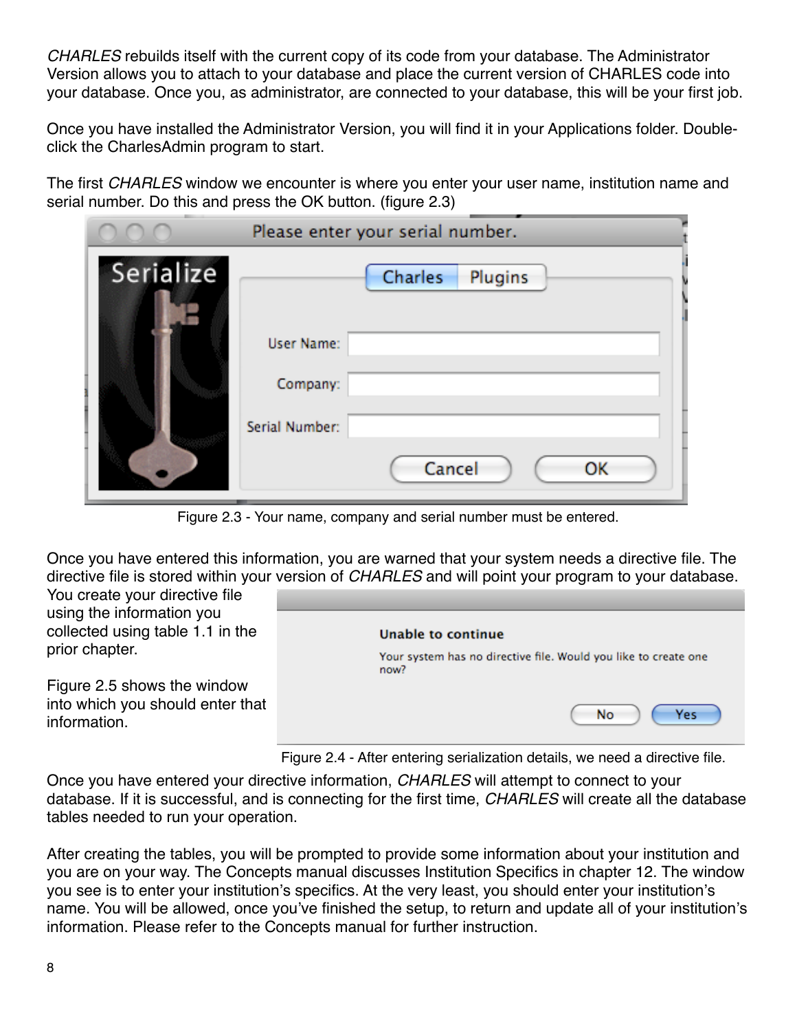*CHARLES* rebuilds itself with the current copy of its code from your database. The Administrator Version allows you to attach to your database and place the current version of CHARLES code into your database. Once you, as administrator, are connected to your database, this will be your first job.

Once you have installed the Administrator Version, you will find it in your Applications folder. Double-click the CharlesAdmin program to start.

The first *CHARLES* window we encounter is where you enter your user name, institution name and serial number. Do this and press the OK button. (figure 2.3)

Figure 2.3 - Your name, company and serial number must be entered.

Once you have entered this information, you are warned that your system needs a directive file. The directive file is stored within your version of *CHARLES* and will point your program to your database. You create your directive file using the information you collected using table 1.1 in the prior chapter.

Figure 2.5 shows the window into which you should enter that information.

Figure 2.4 - After entering serialization details, we need a directive file.

Once you have entered your directive information, *CHARLES* will attempt to connect to your database. If it is successful, and is connecting for the first time, *CHARLES* will create all the database tables needed to run your operation.

After creating the tables, you will be prompted to provide some information about your institution and you are on your way. The Concepts manual discusses Institution Specifics in chapter 12. The window you see is to enter your institution's specifics. At the very least, you should enter your institution's name. You will be allowed, once you've finished the setup, to return and update all of your institution's information. Please refer to the Concepts manual for further instruction.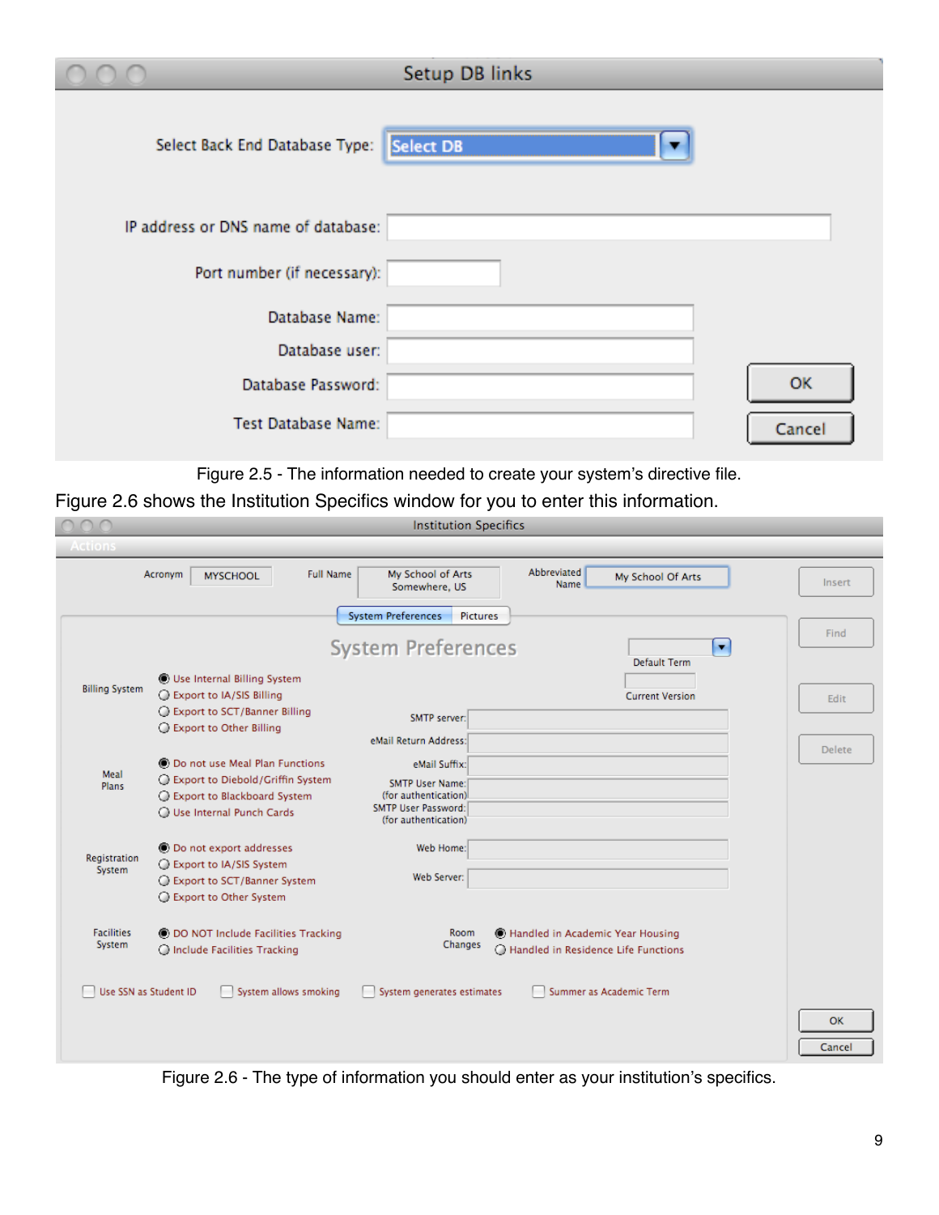Figure 2.5 - The information needed to create your system's directive file.

Figure 2.6 shows the Institution Specifics window for you to enter this information.

Figure 2.6 - The type of information you should enter as your institution's specifics.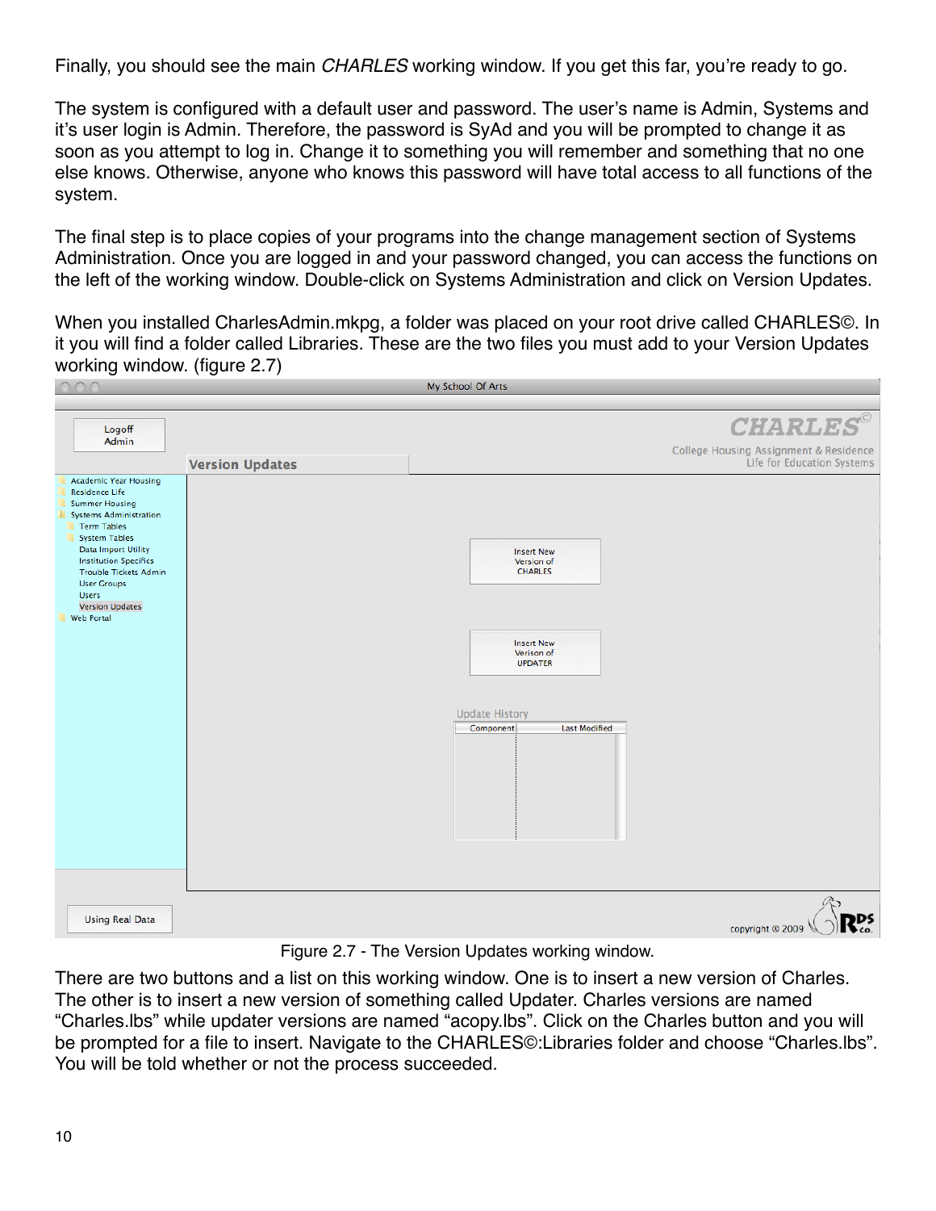Finally, you should see the main *CHARLES* working window. If you get this far, you're ready to go.

The system is configured with a default user and password. The user's name is Admin, Systems and it's user login is Admin. Therefore, the password is SyAd and you will be prompted to change it as soon as you attempt to log in. Change it to something you will remember and something that no one else knows. Otherwise, anyone who knows this password will have total access to all functions of the system.

The final step is to place copies of your programs into the change management section of Systems Administration. Once you are logged in and your password changed, you can access the functions on the left of the working window. Double-click on Systems Administration and click on Version Updates.

When you installed CharlesAdmin.mkpg, a folder was placed on your root drive called CHARLES©. In it you will find a folder called Libraries. These are the two files you must add to your Version Updates working window. (figure 2.7)

Figure 2.7 - The Version Updates working window.

There are two buttons and a list on this working window. One is to insert a new version of Charles. The other is to insert a new version of something called Updater. Charles versions are named "Charles.lbs" while updater versions are named "acopy.lbs". Click on the Charles button and you will be prompted for a file to insert. Navigate to the CHARLES©:Libraries folder and choose "Charles.lbs". You will be told whether or not the process succeeded.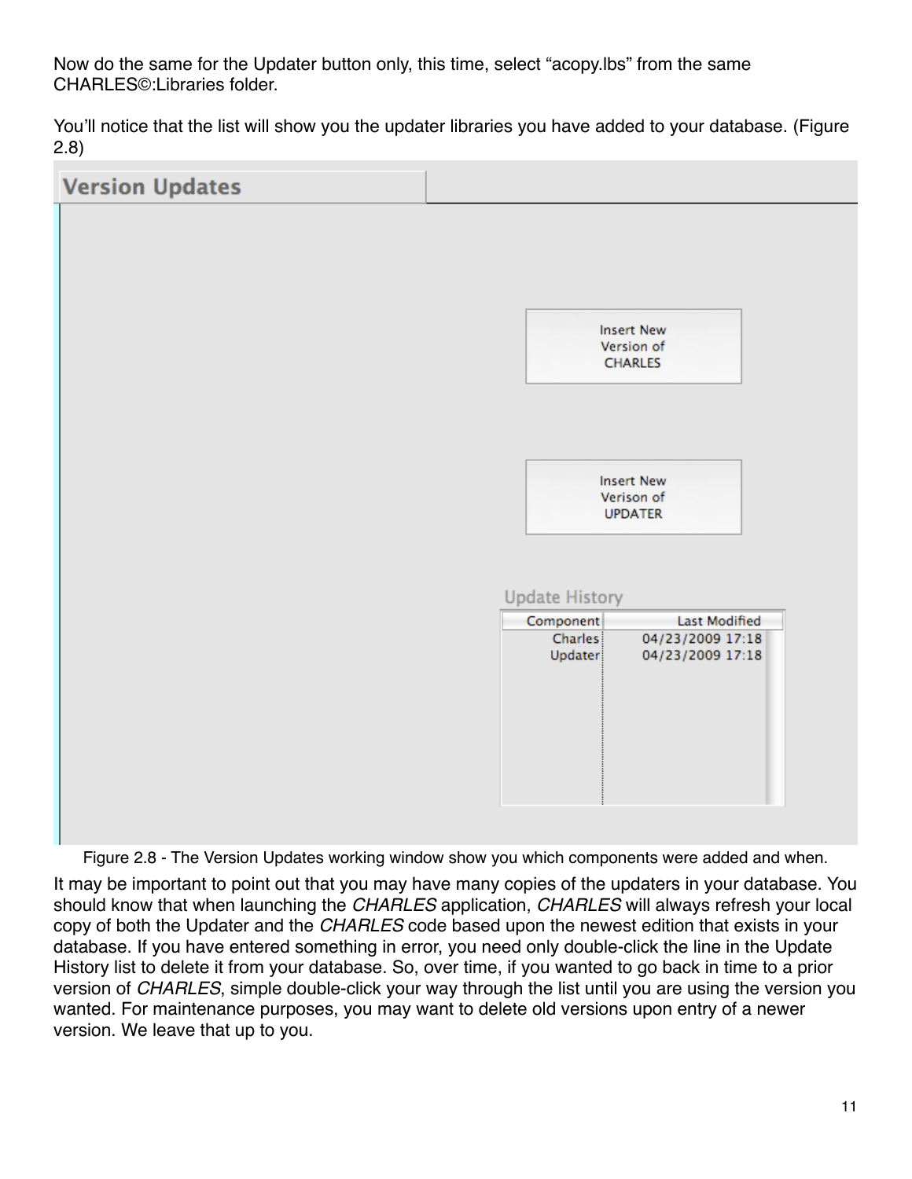Now do the same for the Updater button only, this time, select "acopy.lbs" from the same CHARLES©:Libraries folder.

You'll notice that the list will show you the updater libraries you have added to your database. (Figure 2.8)

Figure 2.8 - The Version Updates working window show you which components were added and when.

It may be important to point out that you may have many copies of the updaters in your database. You should know that when launching the *CHARLES* application, *CHARLES* will always refresh your local copy of both the Updater and the *CHARLES* code based upon the newest edition that exists in your database. If you have entered something in error, you need only double-click the line in the Update History list to delete it from your database. So, over time, if you wanted to go back in time to a prior version of *CHARLES*, simple double-click your way through the list until you are using the version you wanted. For maintenance purposes, you may want to delete old versions upon entry of a newer version. We leave that up to you.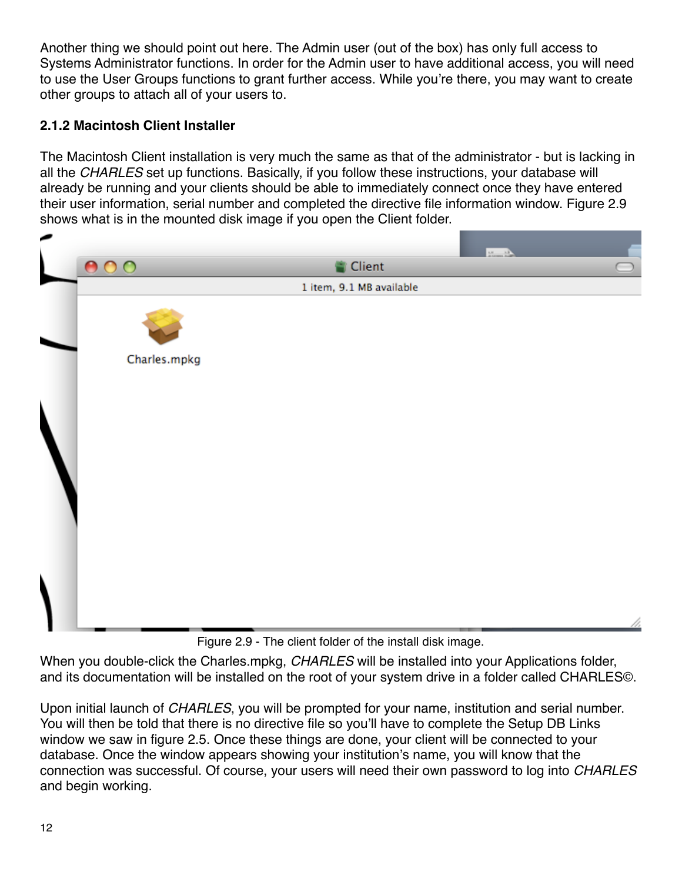Another thing we should point out here. The Admin user (out of the box) has only full access to Systems Administrator functions. In order for the Admin user to have additional access, you will need to use the User Groups functions to grant further access. While you're there, you may want to create other groups to attach all of your users to.

### 2.1.2 Macintosh Client Installer

The Macintosh Client installation is very much the same as that of the administrator - but is lacking in all the *CHARLES* set up functions. Basically, if you follow these instructions, your database will already be running and your clients should be able to immediately connect once they have entered their user information, serial number and completed the directive file information window. Figure 2.9 shows what is in the mounted disk image if you open the Client folder.

Figure 2.9 - The client folder of the install disk image.

When you double-click the Charles.mpkg, *CHARLES* will be installed into your Applications folder, and its documentation will be installed on the root of your system drive in a folder called CHARLES©.

Upon initial launch of *CHARLES*, you will be prompted for your name, institution and serial number. You will then be told that there is no directive file so you'll have to complete the Setup DB Links window we saw in figure 2.5. Once these things are done, your client will be connected to your database. Once the window appears showing your institution's name, you will know that the connection was successful. Of course, your users will need their own password to log into *CHARLES* and begin working.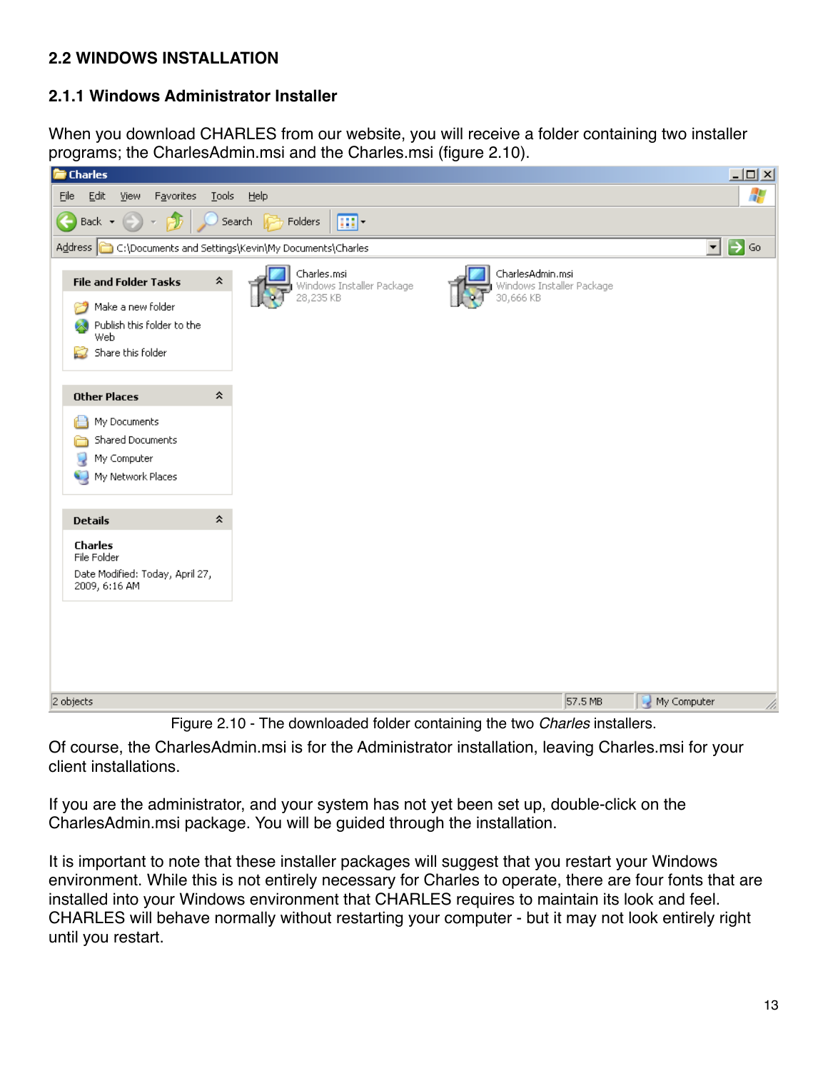## 2.2 WINDOWS INSTALLATION

### 2.1.1 Windows Administrator Installer

When you download CHARLES from our website, you will receive a folder containing two installer programs; the CharlesAdmin.msi and the Charles.msi (figure 2.10).

Figure 2.10 - The downloaded folder containing the two *Charles* installers.

Of course, the CharlesAdmin.msi is for the Administrator installation, leaving Charles.msi for your client installations.

If you are the administrator, and your system has not yet been set up, double-click on the CharlesAdmin.msi package. You will be guided through the installation.

It is important to note that these installer packages will suggest that you restart your Windows environment. While this is not entirely necessary for Charles to operate, there are four fonts that are installed into your Windows environment that CHARLES requires to maintain its look and feel. CHARLES will behave normally without restarting your computer - but it may not look entirely right until you restart.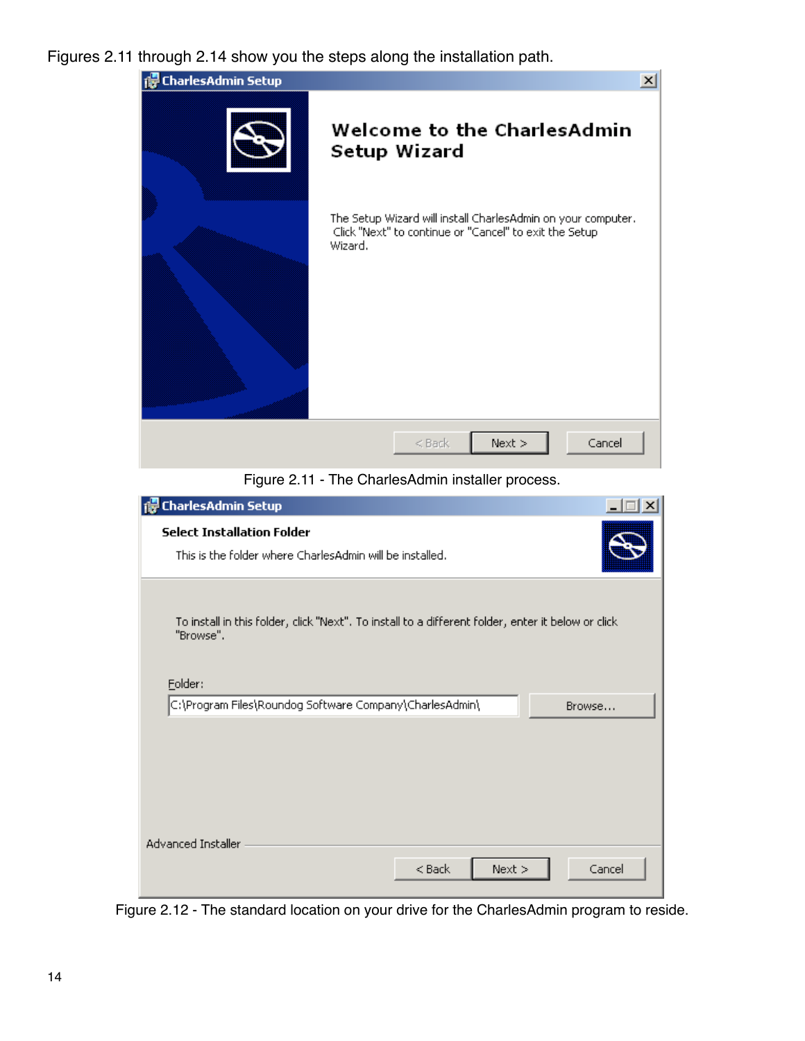Figures 2.11 through 2.14 show you the steps along the installation path.

Figure 2.11 - The CharlesAdmin installer process.

Figure 2.12 - The standard location on your drive for the CharlesAdmin program to reside.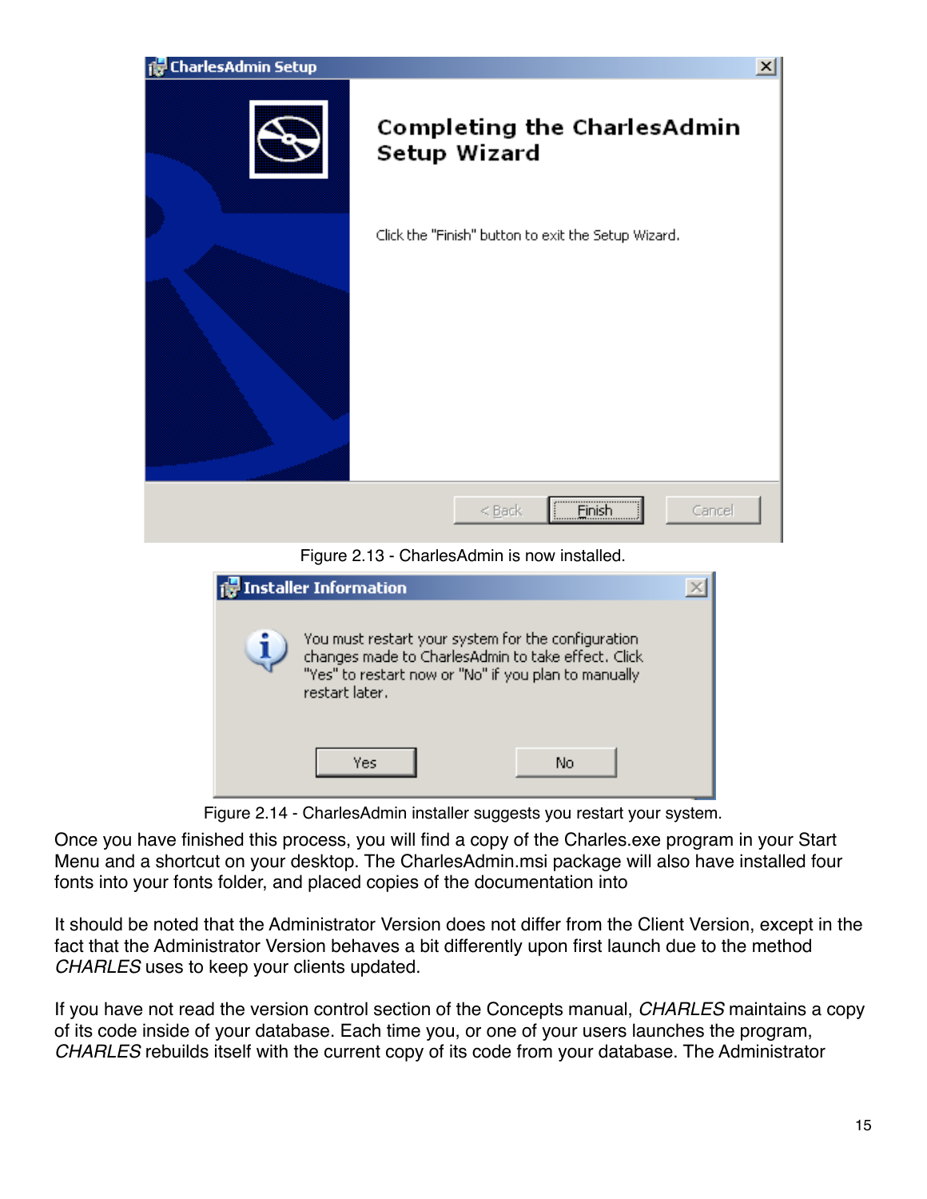Figure 2.13 - CharlesAdmin is now installed.

Figure 2.14 - CharlesAdmin installer suggests you restart your system.

Once you have finished this process, you will find a copy of the Charles.exe program in your Start Menu and a shortcut on your desktop. The CharlesAdmin.msi package will also have installed four fonts into your fonts folder, and placed copies of the documentation into

It should be noted that the Administrator Version does not differ from the Client Version, except in the fact that the Administrator Version behaves a bit differently upon first launch due to the method *CHARLES* uses to keep your clients updated.

If you have not read the version control section of the Concepts manual, *CHARLES* maintains a copy of its code inside of your database. Each time you, or one of your users launches the program, *CHARLES* rebuilds itself with the current copy of its code from your database. The Administrator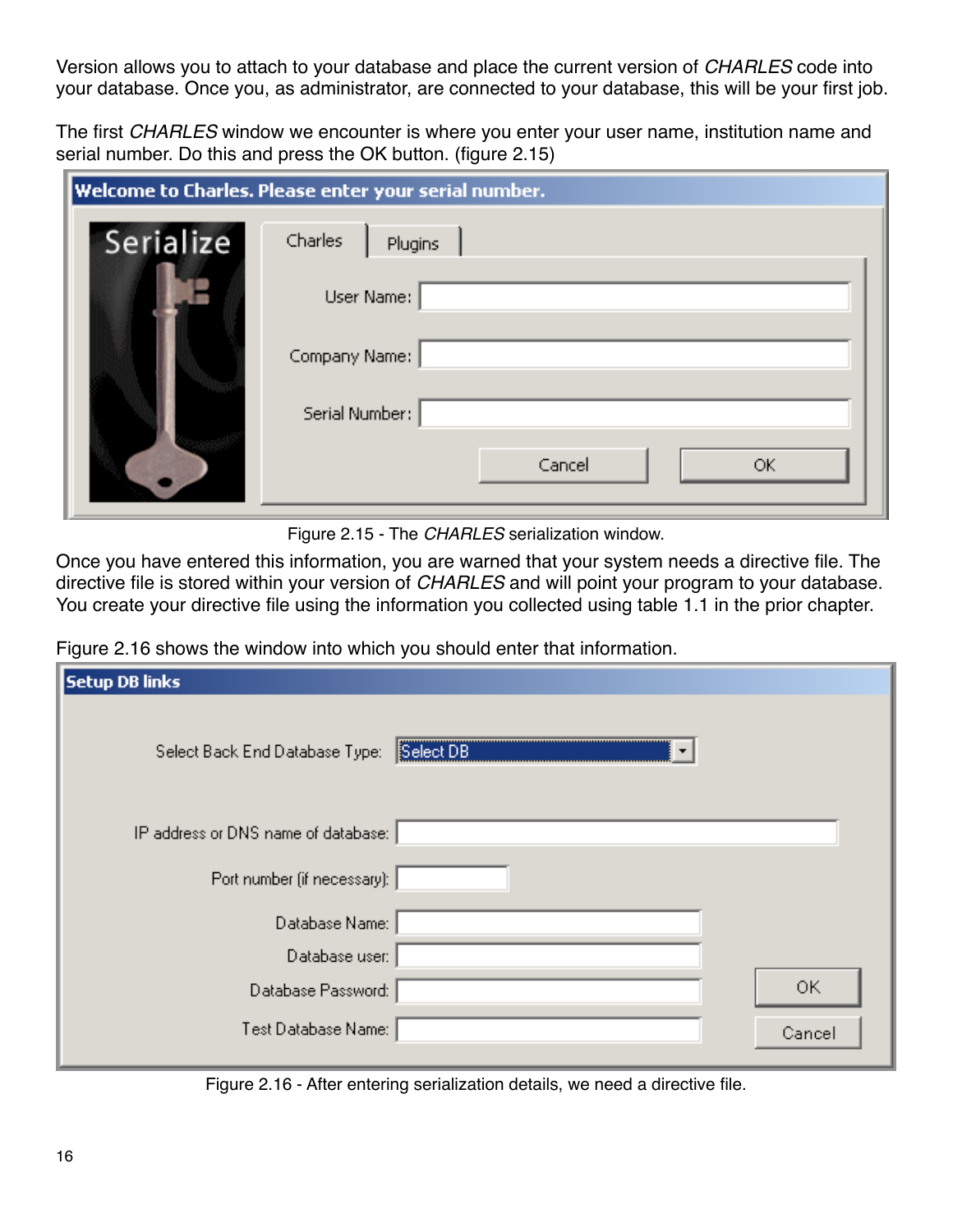Version allows you to attach to your database and place the current version of *CHARLES* code into your database. Once you, as administrator, are connected to your database, this will be your first job.

The first *CHARLES* window we encounter is where you enter your user name, institution name and serial number. Do this and press the OK button. (figure 2.15)

Figure 2.15 - The *CHARLES* serialization window.

Once you have entered this information, you are warned that your system needs a directive file. The directive file is stored within your version of *CHARLES* and will point your program to your database. You create your directive file using the information you collected using table 1.1 in the prior chapter.

Figure 2.16 shows the window into which you should enter that information.

Figure 2.16 - After entering serialization details, we need a directive file.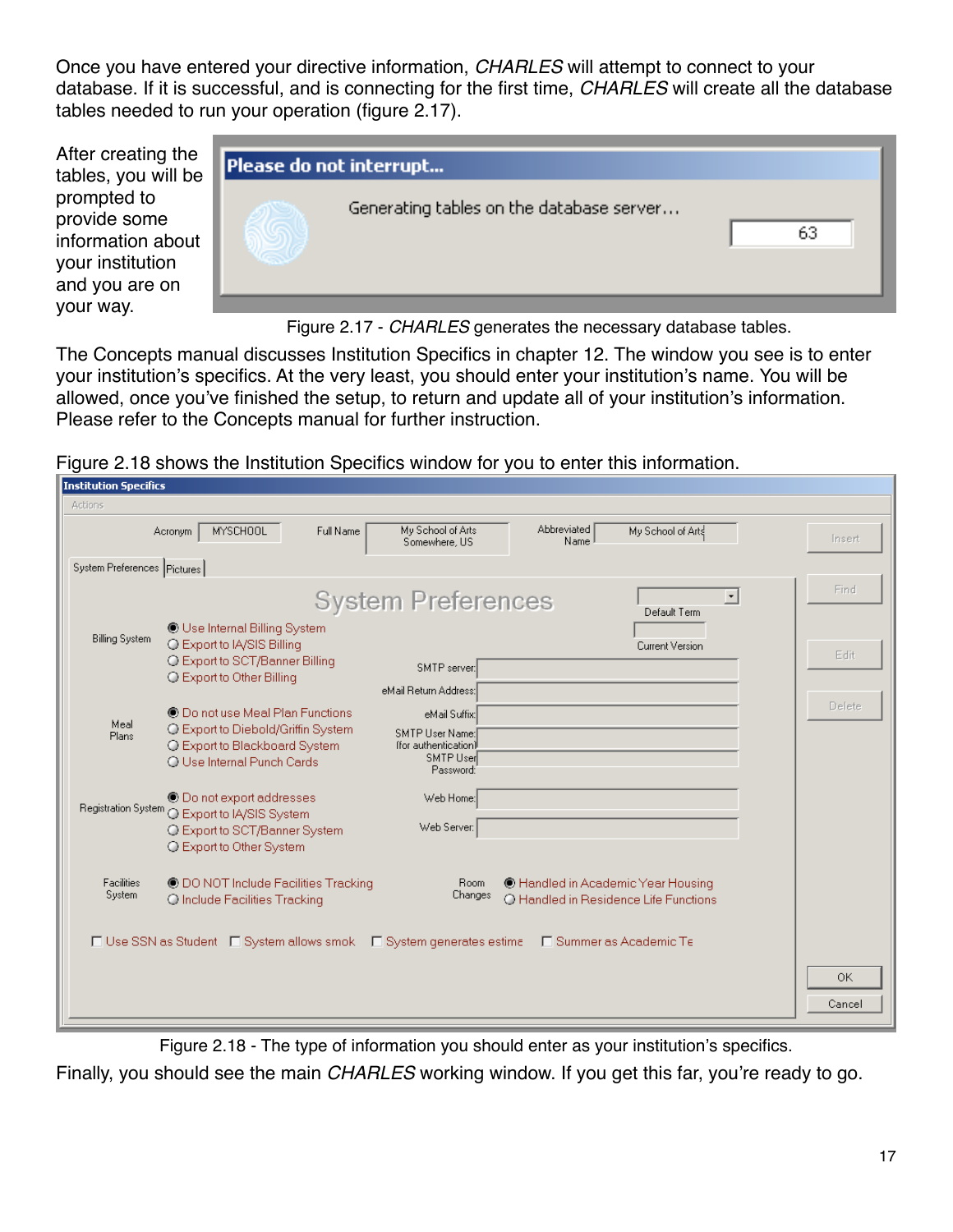Once you have entered your directive information, *CHARLES* will attempt to connect to your database. If it is successful, and is connecting for the first time, *CHARLES* will create all the database tables needed to run your operation (figure 2.17).

After creating the tables, you will be prompted to provide some information about your institution and you are on your way.

Figure 2.17 - *CHARLES* generates the necessary database tables.

The Concepts manual discusses Institution Specifics in chapter 12. The window you see is to enter your institution's specifics. At the very least, you should enter your institution's name. You will be allowed, once you've finished the setup, to return and update all of your institution's information. Please refer to the Concepts manual for further instruction.

Figure 2.18 shows the Institution Specifics window for you to enter this information.

Figure 2.18 - The type of information you should enter as your institution's specifics.

Finally, you should see the main *CHARLES* working window. If you get this far, you're ready to go.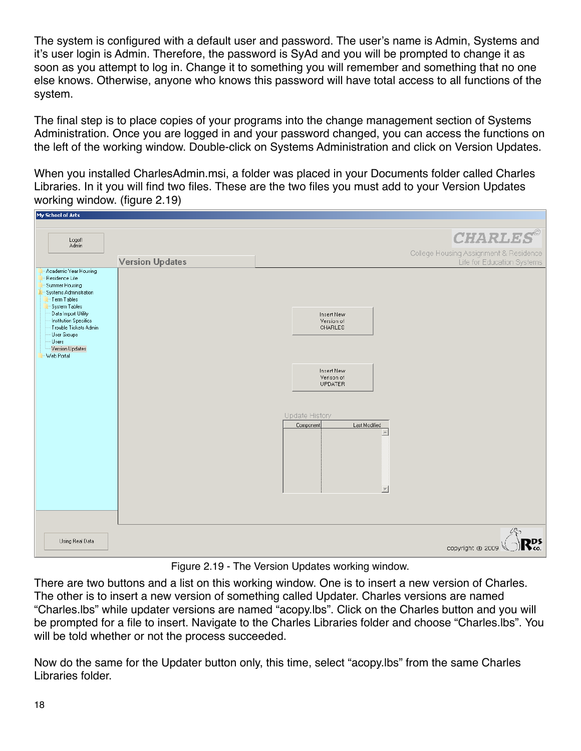The system is configured with a default user and password. The user's name is Admin, Systems and it's user login is Admin. Therefore, the password is SyAd and you will be prompted to change it as soon as you attempt to log in. Change it to something you will remember and something that no one else knows. Otherwise, anyone who knows this password will have total access to all functions of the system.

The final step is to place copies of your programs into the change management section of Systems Administration. Once you are logged in and your password changed, you can access the functions on the left of the working window. Double-click on Systems Administration and click on Version Updates.

When you installed CharlesAdmin.msi, a folder was placed in your Documents folder called Charles Libraries. In it you will find two files. These are the two files you must add to your Version Updates working window. (figure 2.19)

Figure 2.19 - The Version Updates working window.

There are two buttons and a list on this working window. One is to insert a new version of Charles. The other is to insert a new version of something called Updater. Charles versions are named "Charles.lbs" while updater versions are named "acopy.lbs". Click on the Charles button and you will be prompted for a file to insert. Navigate to the Charles Libraries folder and choose "Charles.lbs". You will be told whether or not the process succeeded.

Now do the same for the Updater button only, this time, select "acopy.lbs" from the same Charles Libraries folder.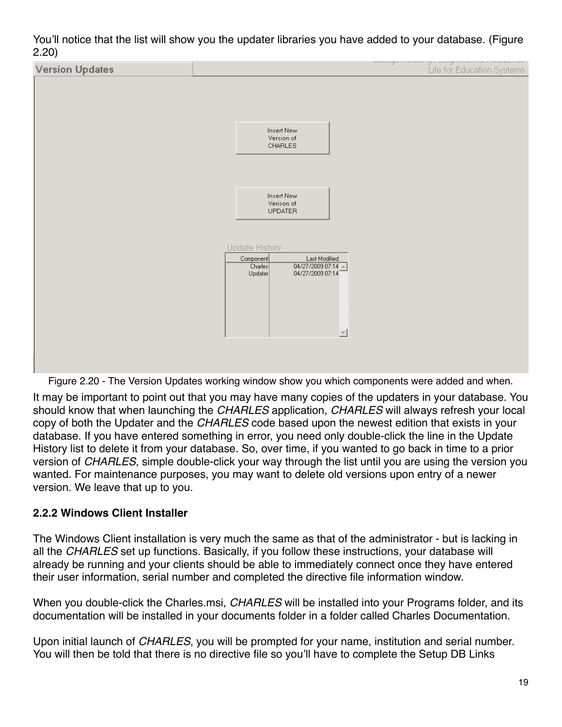You'll notice that the list will show you the updater libraries you have added to your database. (Figure 2.20)

Figure 2.20 - The Version Updates working window show you which components were added and when.

It may be important to point out that you may have many copies of the updaters in your database. You should know that when launching the *CHARLES* application, *CHARLES* will always refresh your local copy of both the Updater and the *CHARLES* code based upon the newest edition that exists in your database. If you have entered something in error, you need only double-click the line in the Update History list to delete it from your database. So, over time, if you wanted to go back in time to a prior version of *CHARLES*, simple double-click your way through the list until you are using the version you wanted. For maintenance purposes, you may want to delete old versions upon entry of a newer version. We leave that up to you.

**2.2.2 Windows Client Installer**

The Windows Client installation is very much the same as that of the administrator - but is lacking in all the *CHARLES* set up functions. Basically, if you follow these instructions, your database will already be running and your clients should be able to immediately connect once they have entered their user information, serial number and completed the directive file information window.

When you double-click the Charles.msi, *CHARLES* will be installed into your Programs folder, and its documentation will be installed in your documents folder in a folder called Charles Documentation.

Upon initial launch of *CHARLES*, you will be prompted for your name, institution and serial number. You will then be told that there is no directive file so you'll have to complete the Setup DB Links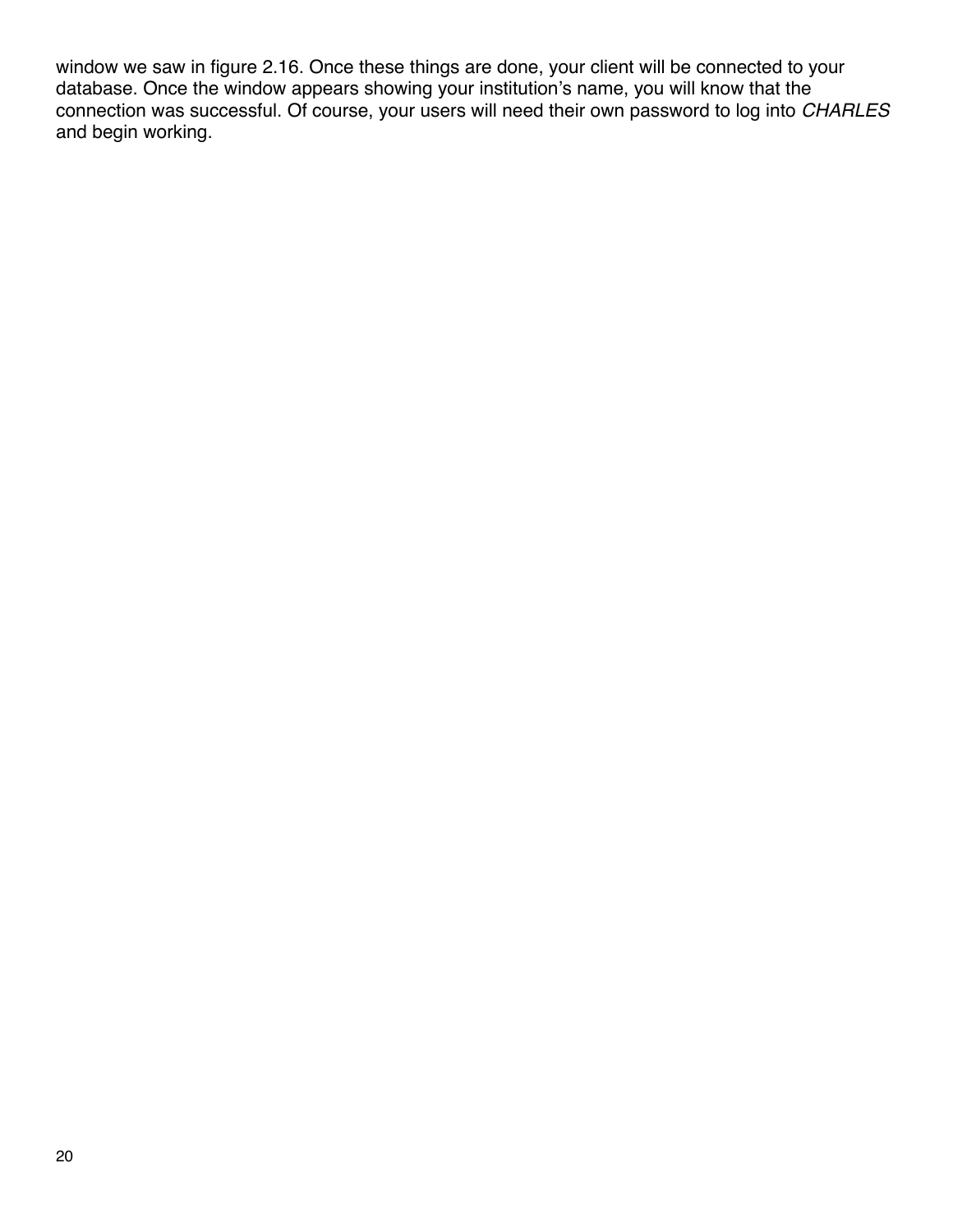window we saw in figure 2.16. Once these things are done, your client will be connected to your database. Once the window appears showing your institution's name, you will know that the connection was successful. Of course, your users will need their own password to log into *CHARLES* and begin working.